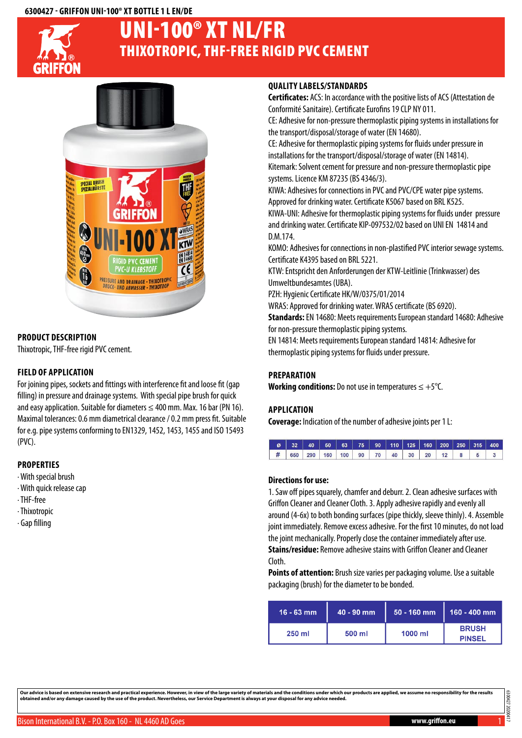6300427 - GRIFFON UNI-100® XT BOTTLE 1 L EN/DE

# UNI-100® XT NL/FR

## THIXOTROPIC, THF-FREE RIGID PVC CEMENT

### PRODUCT DESCRIPTION

Thixotropic, THF-free rigid PVC cement.

### FIELD OF APPLICATION

For joining pipes, sockets and fittings with interference fit and loose fit (gap filling) in pressure and drainage systems. With special pipe brush for quick and easy application. Suitable for diameters ≤ 400 mm. Max. 16 bar (PN 16). Maximal tolerances: 0.6 mm diametrical clearance / 0.2 mm press fit. Suitable for e.g. pipe systems conforming to EN1329, 1452, 1453, 1455 and ISO 15493 (PVC).

### PROPERTIES

- With special brush
- With quick release cap
- THF-free
- Thixotropic
- Gap filling

### QUALITY LABELS/STANDARDS

**Certificates:** ACS: In accordance with the positive lists of ACS (Attestation de Conformité Sanitaire). Certificate Eurofins 19 CLP NY 011.
CE: Adhesive for non-pressure thermoplastic piping systems in installations for the transport/disposal/storage of water (EN 14680).
CE: Adhesive for thermoplastic piping systems for fluids under pressure in installations for the transport/disposal/storage of water (EN 14814).
Kitemark: Solvent cement for pressure and non-pressure thermoplastic pipe systems. Licence KM 87235 (BS 4346/3).
KIWA: Adhesives for connections in PVC and PVC/CPE water pipe systems. Approved for drinking water. Certificate K5067 based on BRL K525.
KIWA-UNI: Adhesive for thermoplastic piping systems for fluids under pressure and drinking water. Certificate KIP-097532/02 based on UNI EN 14814 and D.M.174.
KOMO: Adhesives for connections in non-plastified PVC interior sewage systems. Certificate K4395 based on BRL 5221.
KTW: Entspricht den Anforderungen der KTW-Leitlinie (Trinkwasser) des Umweltbundesamtes (UBA).
PZH: Hygienic Certificate HK/W/0375/01/2014
WRAS: Approved for drinking water. WRAS certificate (BS 6920).
**Standards:** EN 14680: Meets requirements European standard 14680: Adhesive for non-pressure thermoplastic piping systems.
EN 14814: Meets requirements European standard 14814: Adhesive for thermoplastic piping systems for fluids under pressure.

### PREPARATION

**Working conditions:** Do not use in temperatures ≤ +5°C.

### APPLICATION

**Coverage:** Indication of the number of adhesive joints per 1 L:

| ø | 32 | 40 | 50 | 63 | 75 | 90 | 110 | 125 | 160 | 200 | 250 | 315 | 400 |
|---|---|---|---|---|---|---|---|---|---|---|---|---|---|
| # | 650 | 290 | 160 | 100 | 90 | 70 | 40 | 30 | 20 | 12 | 8 | 5 | 3 |

**Directions for use:**

1. Saw off pipes squarely, chamfer and deburr. 2. Clean adhesive surfaces with Griffon Cleaner and Cleaner Cloth. 3. Apply adhesive rapidly and evenly all around (4-6x) to both bonding surfaces (pipe thickly, sleeve thinly). 4. Assemble joint immediately. Remove excess adhesive. For the first 10 minutes, do not load the joint mechanically. Properly close the container immediately after use.

**Stains/residue:** Remove adhesive stains with Griffon Cleaner and Cleaner Cloth.

**Points of attention:** Brush size varies per packaging volume. Use a suitable packaging (brush) for the diameter to be bonded.

| 16 - 63 mm | 40 - 90 mm | 50 - 160 mm | 160 - 400 mm |
|---|---|---|---|
| 250 ml | 500 ml | 1000 ml | BRUSH PINSEL |

Our advice is based on extensive research and practical experience. However, in view of the large variety of materials and the conditions under which our products are applied, we assume no responsibility for the results obtained and/or any damage caused by the use of the product. Nevertheless, our Service Department is always at your disposal for any advice needed.

Bison International B.V. - P.O. Box 160 - NL 4460 AD Goes www.griffon.eu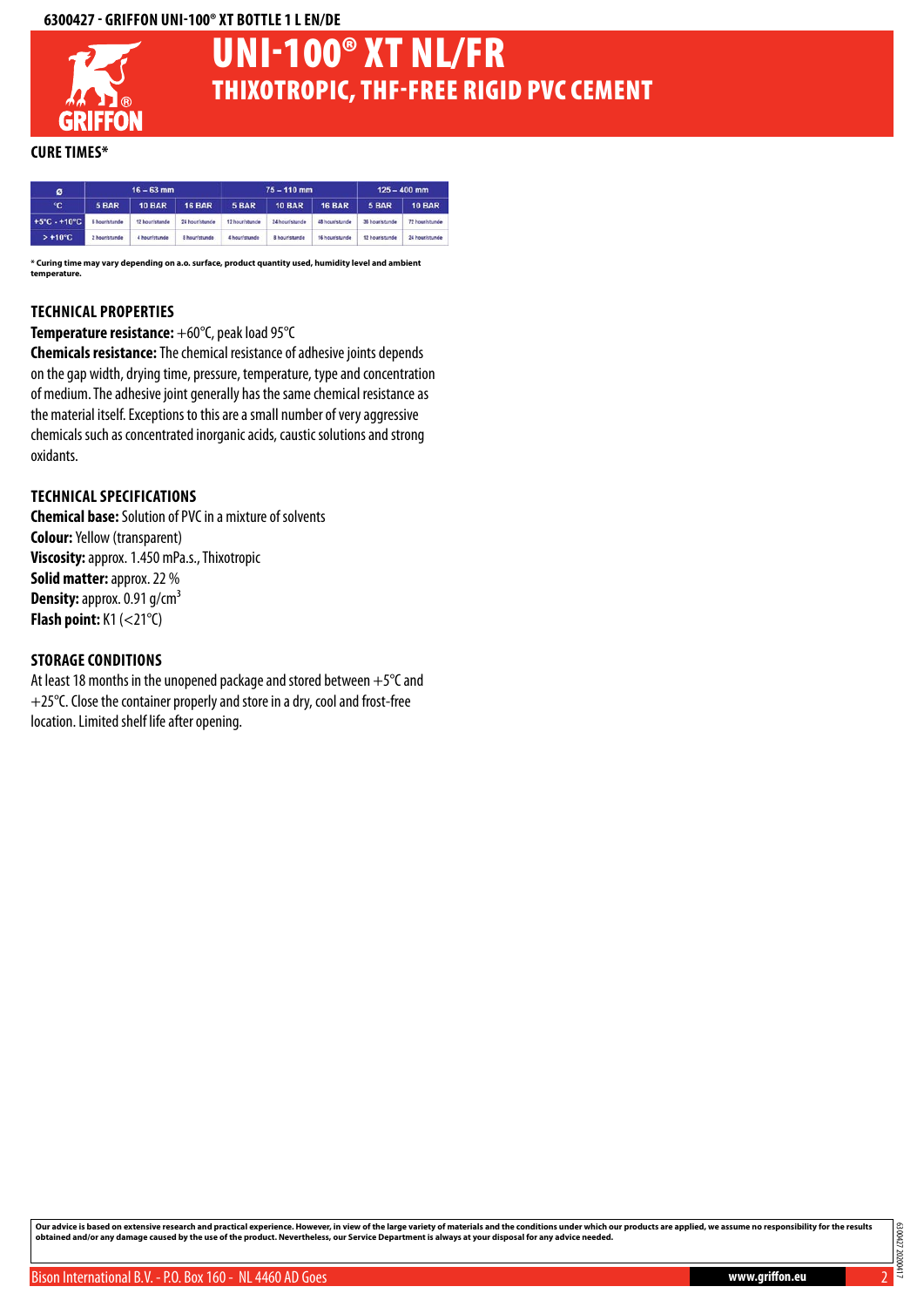# UNI-100® XT NL/FR

## THIXOTROPIC, THF-FREE RIGID PVC CEMENT

### CURE TIMES*

| ø | 16 – 63 mm | | | 75 – 110 mm | | | 125 – 400 mm | |
|---|---|---|---|---|---|---|---|---|
| °C | 5 BAR | 10 BAR | 16 BAR | 5 BAR | 10 BAR | 16 BAR | 5 BAR | 10 BAR |
| +5°C - +10°C | 6 hours/stunde | 12 hours/stunde | 24 hours/stunde | 12 hours/stunde | 24 hours/stunde | 48 hours/stunde | 36 hours/stunde | 72 hours/stunde |
| > +10°C | 2 hours/stunde | 4 hours/stunde | 8 hours/stunde | 4 hours/stunde | 8 hours/stunde | 16 hours/stunde | 12 hours/stunde | 24 hours/stunde |

**\* Curing time may vary depending on a.o. surface, product quantity used, humidity level and ambient temperature.**

### TECHNICAL PROPERTIES

**Temperature resistance:** +60°C, peak load 95°C

**Chemicals resistance:** The chemical resistance of adhesive joints depends on the gap width, drying time, pressure, temperature, type and concentration of medium. The adhesive joint generally has the same chemical resistance as the material itself. Exceptions to this are a small number of very aggressive chemicals such as concentrated inorganic acids, caustic solutions and strong oxidants.

### TECHNICAL SPECIFICATIONS

**Chemical base:** Solution of PVC in a mixture of solvents

**Colour:** Yellow (transparent)

**Viscosity:** approx. 1.450 mPa.s., Thixotropic

**Solid matter:** approx. 22 %

**Density:** approx. 0.91 g/cm$^3$

**Flash point:** K1 (<21°C)

### STORAGE CONDITIONS

At least 18 months in the unopened package and stored between +5°C and +25°C. Close the container properly and store in a dry, cool and frost-free location. Limited shelf life after opening.

**Our advice is based on extensive research and practical experience. However, in view of the large variety of materials and the conditions under which our products are applied, we assume no responsibility for the results obtained and/or any damage caused by the use of the product. Nevertheless, our Service Department is always at your disposal for any advice needed.**

Bison International B.V. - P.O. Box 160 - NL 4460 AD Goes

www.griffon.eu